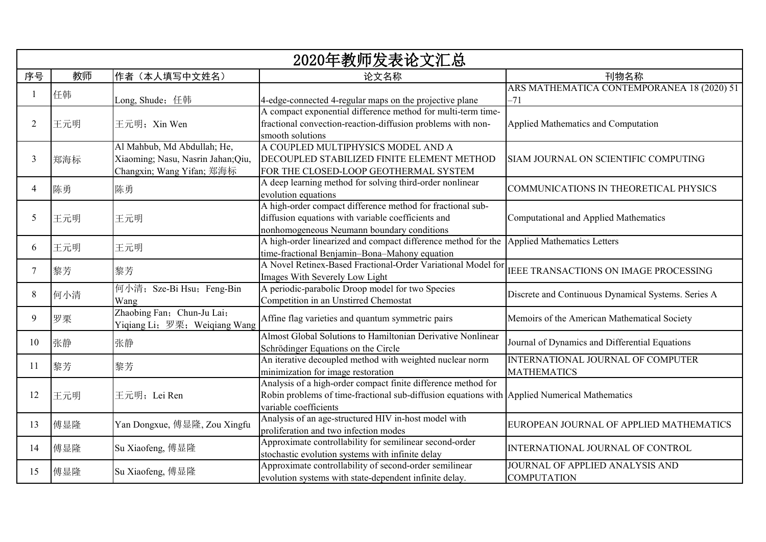# 2020年教师发表论文汇总

| 序号 | 教师 | 作者（本人填写中文姓名） | 论文名称 | 刊物名称 |
|---|---|---|---|---|
| 1 | 任韩 | Long, Shude；任韩 | 4-edge-connected 4-regular maps on the projective plane | ARS MATHEMATICA CONTEMPORANEA 18 (2020) 51–71 |
| 2 | 王元明 | 王元明；Xin Wen | A compact exponential difference method for multi-term time-fractional convection-reaction-diffusion problems with non-smooth solutions | Applied Mathematics and Computation |
| 3 | 郑海标 | Al Mahbub, Md Abdullah; He, Xiaoming; Nasu, Nasrin Jahan;Qiu, Changxin; Wang Yifan; 郑海标 | A COUPLED MULTIPHYSICS MODEL AND A DECOUPLED STABILIZED FINITE ELEMENT METHOD FOR THE CLOSED-LOOP GEOTHERMAL SYSTEM | SIAM JOURNAL ON SCIENTIFIC COMPUTING |
| 4 | 陈勇 | 陈勇 | A deep learning method for solving third-order nonlinear evolution equations | COMMUNICATIONS IN THEORETICAL PHYSICS |
| 5 | 王元明 | 王元明 | A high-order compact difference method for fractional sub-diffusion equations with variable coefficients and nonhomogeneous Neumann boundary conditions | Computational and Applied Mathematics |
| 6 | 王元明 | 王元明 | A high-order linearized and compact difference method for the time-fractional Benjamin–Bona–Mahony equation | Applied Mathematics Letters |
| 7 | 黎芳 | 黎芳 | A Novel Retinex-Based Fractional-Order Variational Model for Images With Severely Low Light | IEEE TRANSACTIONS ON IMAGE PROCESSING |
| 8 | 何小清 | 何小清；Sze-Bi Hsu；Feng-Bin Wang | A periodic-parabolic Droop model for two Species Competition in an Unstirred Chemostat | Discrete and Continuous Dynamical Systems. Series A |
| 9 | 罗栗 | Zhaobing Fan；Chun-Ju Lai；Yiqiang Li；罗栗；Weiqiang Wang | Affine flag varieties and quantum symmetric pairs | Memoirs of the American Mathematical Society |
| 10 | 张静 | 张静 | Almost Global Solutions to Hamiltonian Derivative Nonlinear Schrödinger Equations on the Circle | Journal of Dynamics and Differential Equations |
| 11 | 黎芳 | 黎芳 | An iterative decoupled method with weighted nuclear norm minimization for image restoration | INTERNATIONAL JOURNAL OF COMPUTER MATHEMATICS |
| 12 | 王元明 | 王元明；Lei Ren | Analysis of a high-order compact finite difference method for Robin problems of time-fractional sub-diffusion equations with variable coefficients | Applied Numerical Mathematics |
| 13 | 傅显隆 | Yan Dongxue, 傅显隆, Zou Xingfu | Analysis of an age-structured HIV in-host model with proliferation and two infection modes | EUROPEAN JOURNAL OF APPLIED MATHEMATICS |
| 14 | 傅显隆 | Su Xiaofeng, 傅显隆 | Approximate controllability for semilinear second-order stochastic evolution systems with infinite delay | INTERNATIONAL JOURNAL OF CONTROL |
| 15 | 傅显隆 | Su Xiaofeng, 傅显隆 | Approximate controllability of second-order semilinear evolution systems with state-dependent infinite delay. | JOURNAL OF APPLIED ANALYSIS AND COMPUTATION |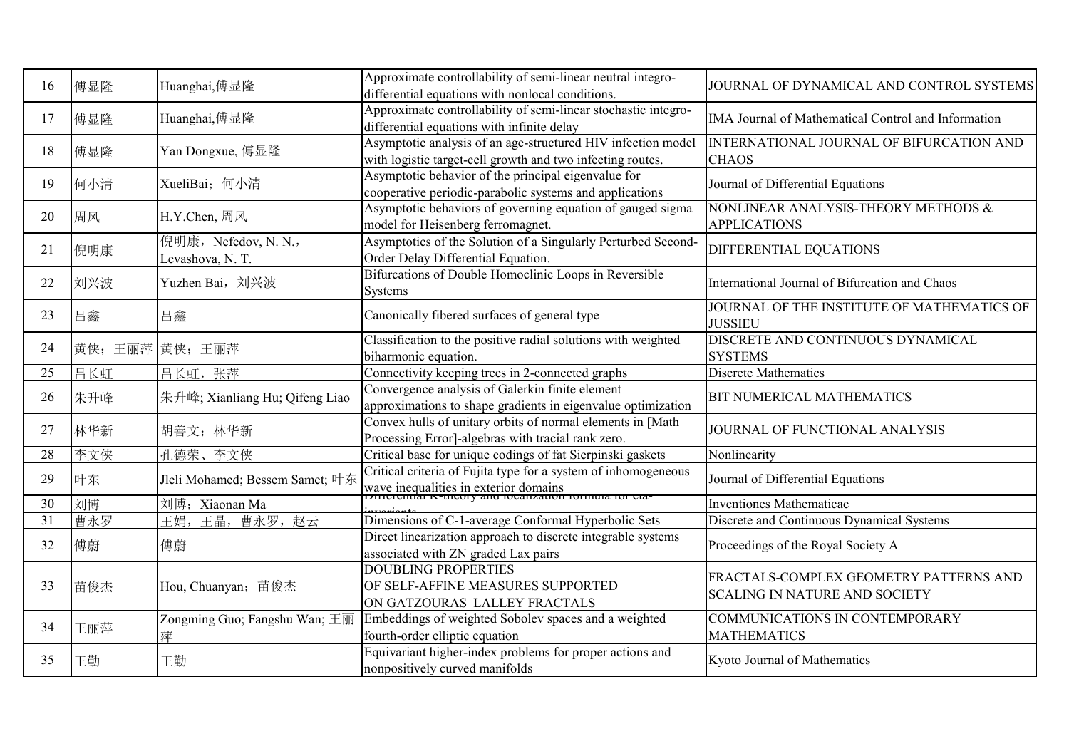| 16 | 傅显隆 | Huanghai,傅显隆 | Approximate controllability of semi-linear neutral integro-differential equations with nonlocal conditions. | JOURNAL OF DYNAMICAL AND CONTROL SYSTEMS |
|---|---|---|---|---|
| 17 | 傅显隆 | Huanghai,傅显隆 | Approximate controllability of semi-linear stochastic integro-differential equations with infinite delay | IMA Journal of Mathematical Control and Information |
| 18 | 傅显隆 | Yan Dongxue, 傅显隆 | Asymptotic analysis of an age-structured HIV infection model with logistic target-cell growth and two infecting routes. | INTERNATIONAL JOURNAL OF BIFURCATION AND CHAOS |
| 19 | 何小清 | XueliBai；何小清 | Asymptotic behavior of the principal eigenvalue for cooperative periodic-parabolic systems and applications | Journal of Differential Equations |
| 20 | 周风 | H.Y.Chen, 周风 | Asymptotic behaviors of governing equation of gauged sigma model for Heisenberg ferromagnet. | NONLINEAR ANALYSIS-THEORY METHODS & APPLICATIONS |
| 21 | 倪明康 | 倪明康，Nefedov, N. N.，Levashova, N. T. | Asymptotics of the Solution of a Singularly Perturbed Second-Order Delay Differential Equation. | DIFFERENTIAL EQUATIONS |
| 22 | 刘兴波 | Yuzhen Bai，刘兴波 | Bifurcations of Double Homoclinic Loops in Reversible Systems | International Journal of Bifurcation and Chaos |
| 23 | 吕鑫 | 吕鑫 | Canonically fibered surfaces of general type | JOURNAL OF THE INSTITUTE OF MATHEMATICS OF JUSSIEU |
| 24 | 黄侠；王丽萍 | 黄侠；王丽萍 | Classification to the positive radial solutions with weighted biharmonic equation. | DISCRETE AND CONTINUOUS DYNAMICAL SYSTEMS |
| 25 | 吕长虹 | 吕长虹，张萍 | Connectivity keeping trees in 2-connected graphs | Discrete Mathematics |
| 26 | 朱升峰 | 朱升峰; Xianliang Hu; Qifeng Liao | Convergence analysis of Galerkin finite element approximations to shape gradients in eigenvalue optimization | BIT NUMERICAL MATHEMATICS |
| 27 | 林华新 | 胡善文；林华新 | Convex hulls of unitary orbits of normal elements in [Math Processing Error]-algebras with tracial rank zero. | JOURNAL OF FUNCTIONAL ANALYSIS |
| 28 | 李文侠 | 孔德荣、李文侠 | Critical base for unique codings of fat Sierpinski gaskets | Nonlinearity |
| 29 | 叶东 | Jleli Mohamed; Bessem Samet; 叶东 | Critical criteria of Fujita type for a system of inhomogeneous wave inequalities in exterior domains | Journal of Differential Equations |
| 30 | 刘博 | 刘博；Xiaonan Ma | Differential K-theory and localization formula for eta-invariants | Inventiones Mathematicae |
| 31 | 曹永罗 | 王娟，王晶，曹永罗，赵云 | Dimensions of C-1-average Conformal Hyperbolic Sets | Discrete and Continuous Dynamical Systems |
| 32 | 傅蔚 | 傅蔚 | Direct linearization approach to discrete integrable systems associated with ZN graded Lax pairs | Proceedings of the Royal Society A |
| 33 | 苗俊杰 | Hou, Chuanyan；苗俊杰 | DOUBLING PROPERTIES OF SELF-AFFINE MEASURES SUPPORTED ON GATZOURAS–LALLEY FRACTALS | FRACTALS-COMPLEX GEOMETRY PATTERNS AND SCALING IN NATURE AND SOCIETY |
| 34 | 王丽萍 | Zongming Guo; Fangshu Wan; 王丽萍 | Embeddings of weighted Sobolev spaces and a weighted fourth-order elliptic equation | COMMUNICATIONS IN CONTEMPORARY MATHEMATICS |
| 35 | 王勤 | 王勤 | Equivariant higher-index problems for proper actions and nonpositively curved manifolds | Kyoto Journal of Mathematics |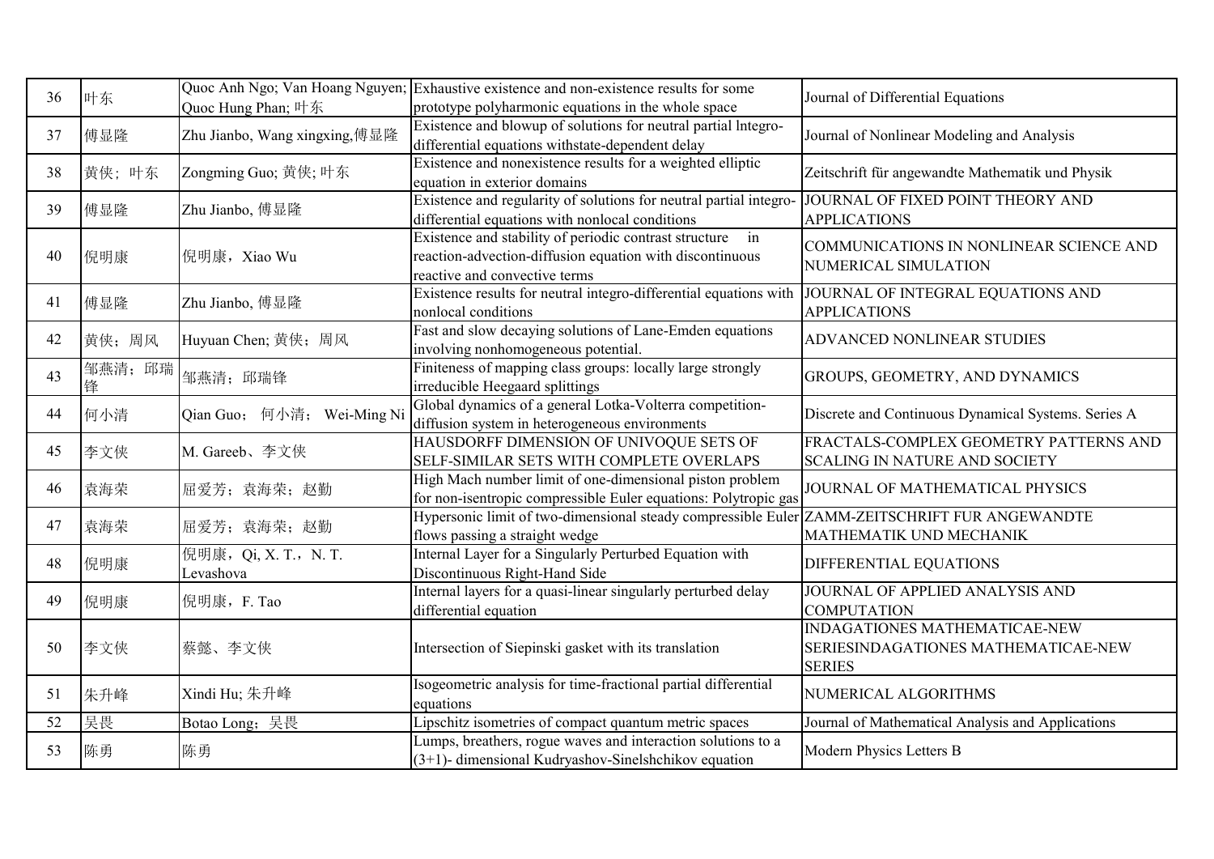| 36 | 叶东 | Quoc Anh Ngo; Van Hoang Nguyen; Quoc Hung Phan; 叶东 | Exhaustive existence and non-existence results for some prototype polyharmonic equations in the whole space | Journal of Differential Equations |
|---|---|---|---|---|
| 37 | 傅显隆 | Zhu Jianbo, Wang xingxing,傅显隆 | Existence and blowup of solutions for neutral partial lntegro-differential equations withstate-dependent delay | Journal of Nonlinear Modeling and Analysis |
| 38 | 黄侠; 叶东 | Zongming Guo; 黄侠; 叶东 | Existence and nonexistence results for a weighted elliptic equation in exterior domains | Zeitschrift für angewandte Mathematik und Physik |
| 39 | 傅显隆 | Zhu Jianbo, 傅显隆 | Existence and regularity of solutions for neutral partial integro-differential equations with nonlocal conditions | JOURNAL OF FIXED POINT THEORY AND APPLICATIONS |
| 40 | 倪明康 | 倪明康，Xiao Wu | Existence and stability of periodic contrast structure in reaction-advection-diffusion equation with discontinuous reactive and convective terms | COMMUNICATIONS IN NONLINEAR SCIENCE AND NUMERICAL SIMULATION |
| 41 | 傅显隆 | Zhu Jianbo, 傅显隆 | Existence results for neutral integro-differential equations with nonlocal conditions | JOURNAL OF INTEGRAL EQUATIONS AND APPLICATIONS |
| 42 | 黄侠；周风 | Huyuan Chen; 黄侠；周风 | Fast and slow decaying solutions of Lane-Emden equations involving nonhomogeneous potential. | ADVANCED NONLINEAR STUDIES |
| 43 | 邹燕清；邱瑞锋 | 邹燕清；邱瑞锋 | Finiteness of mapping class groups: locally large strongly irreducible Heegaard splittings | GROUPS, GEOMETRY, AND DYNAMICS |
| 44 | 何小清 | Qian Guo；何小清；Wei-Ming Ni | Global dynamics of a general Lotka-Volterra competition-diffusion system in heterogeneous environments | Discrete and Continuous Dynamical Systems. Series A |
| 45 | 李文侠 | M. Gareeb、李文侠 | HAUSDORFF DIMENSION OF UNIVOQUE SETS OF SELF-SIMILAR SETS WITH COMPLETE OVERLAPS | FRACTALS-COMPLEX GEOMETRY PATTERNS AND SCALING IN NATURE AND SOCIETY |
| 46 | 袁海荣 | 屈爱芳；袁海荣；赵勤 | High Mach number limit of one-dimensional piston problem for non-isentropic compressible Euler equations: Polytropic gas | JOURNAL OF MATHEMATICAL PHYSICS |
| 47 | 袁海荣 | 屈爱芳；袁海荣；赵勤 | Hypersonic limit of two-dimensional steady compressible Euler flows passing a straight wedge | ZAMM-ZEITSCHRIFT FUR ANGEWANDTE MATHEMATIK UND MECHANIK |
| 48 | 倪明康 | 倪明康，Qi, X. T.，N. T. Levashova | Internal Layer for a Singularly Perturbed Equation with Discontinuous Right-Hand Side | DIFFERENTIAL EQUATIONS |
| 49 | 倪明康 | 倪明康，F. Tao | Internal layers for a quasi-linear singularly perturbed delay differential equation | JOURNAL OF APPLIED ANALYSIS AND COMPUTATION |
| 50 | 李文侠 | 蔡懿、李文侠 | Intersection of Siepinski gasket with its translation | INDAGATIONES MATHEMATICAE-NEW SERIESINDAGATIONES MATHEMATICAE-NEW SERIES |
| 51 | 朱升峰 | Xindi Hu; 朱升峰 | Isogeometric analysis for time-fractional partial differential equations | NUMERICAL ALGORITHMS |
| 52 | 吴畏 | Botao Long；吴畏 | Lipschitz isometries of compact quantum metric spaces | Journal of Mathematical Analysis and Applications |
| 53 | 陈勇 | 陈勇 | Lumps, breathers, rogue waves and interaction solutions to a (3+1)- dimensional Kudryashov-Sinelshchikov equation | Modern Physics Letters B |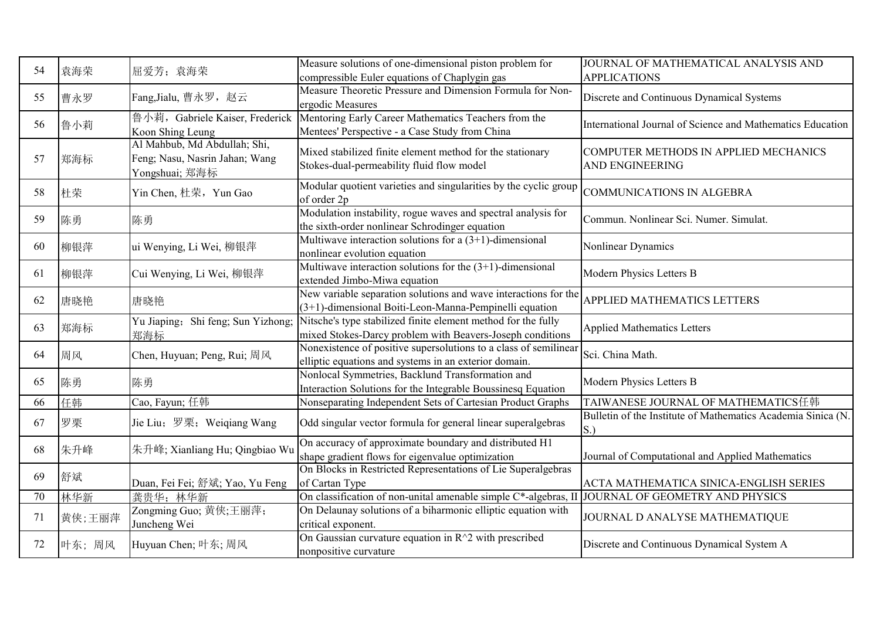| 54 | 袁海荣 | 屈爱芳；袁海荣 | Measure solutions of one-dimensional piston problem for compressible Euler equations of Chaplygin gas | JOURNAL OF MATHEMATICAL ANALYSIS AND APPLICATIONS |
|---|---|---|---|---|
| 55 | 曹永罗 | Fang,Jialu, 曹永罗，赵云 | Measure Theoretic Pressure and Dimension Formula for Non-ergodic Measures | Discrete and Continuous Dynamical Systems |
| 56 | 鲁小莉 | 鲁小莉，Gabriele Kaiser, Frederick Koon Shing Leung | Mentoring Early Career Mathematics Teachers from the Mentees' Perspective - a Case Study from China | International Journal of Science and Mathematics Education |
| 57 | 郑海标 | Al Mahbub, Md Abdullah; Shi, Feng; Nasu, Nasrin Jahan; Wang Yongshuai; 郑海标 | Mixed stabilized finite element method for the stationary Stokes-dual-permeability fluid flow model | COMPUTER METHODS IN APPLIED MECHANICS AND ENGINEERING |
| 58 | 杜荣 | Yin Chen, 杜荣，Yun Gao | Modular quotient varieties and singularities by the cyclic group of order 2p | COMMUNICATIONS IN ALGEBRA |
| 59 | 陈勇 | 陈勇 | Modulation instability, rogue waves and spectral analysis for the sixth-order nonlinear Schrodinger equation | Commun. Nonlinear Sci. Numer. Simulat. |
| 60 | 柳银萍 | ui Wenying, Li Wei, 柳银萍 | Multiwave interaction solutions for a (3+1)-dimensional nonlinear evolution equation | Nonlinear Dynamics |
| 61 | 柳银萍 | Cui Wenying, Li Wei, 柳银萍 | Multiwave interaction solutions for the (3+1)-dimensional extended Jimbo-Miwa equation | Modern Physics Letters B |
| 62 | 唐晓艳 | 唐晓艳 | New variable separation solutions and wave interactions for the (3+1)-dimensional Boiti-Leon-Manna-Pempinelli equation | APPLIED MATHEMATICS LETTERS |
| 63 | 郑海标 | Yu Jiaping；Shi feng; Sun Yizhong; 郑海标 | Nitsche's type stabilized finite element method for the fully mixed Stokes-Darcy problem with Beavers-Joseph conditions | Applied Mathematics Letters |
| 64 | 周风 | Chen, Huyuan; Peng, Rui; 周风 | Nonexistence of positive supersolutions to a class of semilinear elliptic equations and systems in an exterior domain. | Sci. China Math. |
| 65 | 陈勇 | 陈勇 | Nonlocal Symmetries, Backlund Transformation and Interaction Solutions for the Integrable Boussinesq Equation | Modern Physics Letters B |
| 66 | 任韩 | Cao, Fayun; 任韩 | Nonseparating Independent Sets of Cartesian Product Graphs | TAIWANESE JOURNAL OF MATHEMATICS任韩 |
| 67 | 罗栗 | Jie Liu；罗栗；Weiqiang Wang | Odd singular vector formula for general linear superalgebras | Bulletin of the Institute of Mathematics Academia Sinica (N. S.) |
| 68 | 朱升峰 | 朱升峰; Xianliang Hu; Qingbiao Wu | On accuracy of approximate boundary and distributed H1 shape gradient flows for eigenvalue optimization | Journal of Computational and Applied Mathematics |
| 69 | 舒斌 | Duan, Fei Fei; 舒斌; Yao, Yu Feng | On Blocks in Restricted Representations of Lie Superalgebras of Cartan Type | ACTA MATHEMATICA SINICA-ENGLISH SERIES |
| 70 | 林华新 | 龚贵华；林华新 | On classification of non-unital amenable simple C*-algebras, II | JOURNAL OF GEOMETRY AND PHYSICS |
| 71 | 黄侠;王丽萍 | Zongming Guo; 黄侠;王丽萍; Juncheng Wei | On Delaunay solutions of a biharmonic elliptic equation with critical exponent. | JOURNAL D ANALYSE MATHEMATIQUE |
| 72 | 叶东；周风 | Huyuan Chen; 叶东; 周风 | On Gaussian curvature equation in R^2 with prescribed nonpositive curvature | Discrete and Continuous Dynamical System A |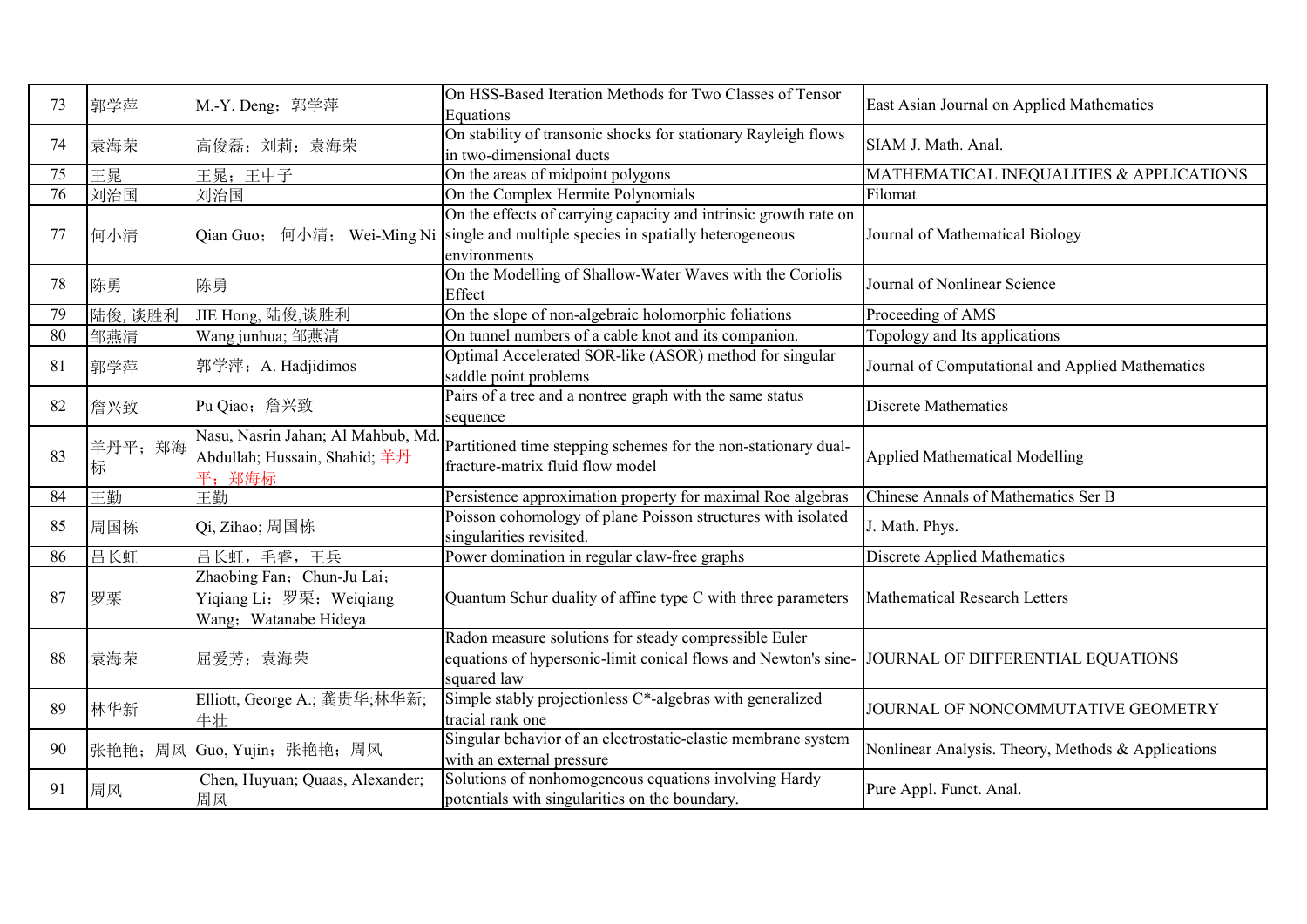| 73 | 郭学萍 | M.-Y. Deng；郭学萍 | On HSS-Based Iteration Methods for Two Classes of Tensor Equations | East Asian Journal on Applied Mathematics |
|---|---|---|---|---|
| 74 | 袁海荣 | 高俊磊；刘莉；袁海荣 | On stability of transonic shocks for stationary Rayleigh flows in two-dimensional ducts | SIAM J. Math. Anal. |
| 75 | 王晁 | 王晁；王中子 | On the areas of midpoint polygons | MATHEMATICAL INEQUALITIES & APPLICATIONS |
| 76 | 刘治国 | 刘治国 | On the Complex Hermite Polynomials | Filomat |
| 77 | 何小清 | Qian Guo； 何小清； Wei-Ming Ni | On the effects of carrying capacity and intrinsic growth rate on single and multiple species in spatially heterogeneous environments | Journal of Mathematical Biology |
| 78 | 陈勇 | 陈勇 | On the Modelling of Shallow-Water Waves with the Coriolis Effect | Journal of Nonlinear Science |
| 79 | 陆俊, 谈胜利 | JIE Hong, 陆俊,谈胜利 | On the slope of non-algebraic holomorphic foliations | Proceeding of AMS |
| 80 | 邹燕清 | Wang junhua; 邹燕清 | On tunnel numbers of a cable knot and its companion. | Topology and Its applications |
| 81 | 郭学萍 | 郭学萍；A. Hadjidimos | Optimal Accelerated SOR-like (ASOR) method for singular saddle point problems | Journal of Computational and Applied Mathematics |
| 82 | 詹兴致 | Pu Qiao；詹兴致 | Pairs of a tree and a nontree graph with the same status sequence | Discrete Mathematics |
| 83 | 羊丹平；郑海标 | Nasu, Nasrin Jahan; Al Mahbub, Md. Abdullah; Hussain, Shahid; 羊丹平；郑海标 | Partitioned time stepping schemes for the non-stationary dual-fracture-matrix fluid flow model | Applied Mathematical Modelling |
| 84 | 王勤 | 王勤 | Persistence approximation property for maximal Roe algebras | Chinese Annals of Mathematics Ser B |
| 85 | 周国栋 | Qi, Zihao; 周国栋 | Poisson cohomology of plane Poisson structures with isolated singularities revisited. | J. Math. Phys. |
| 86 | 吕长虹 | 吕长虹，毛睿，王兵 | Power domination in regular claw-free graphs | Discrete Applied Mathematics |
| 87 | 罗栗 | Zhaobing Fan；Chun-Ju Lai；Yiqiang Li；罗栗；Weiqiang Wang；Watanabe Hideya | Quantum Schur duality of affine type C with three parameters | Mathematical Research Letters |
| 88 | 袁海荣 | 屈爱芳；袁海荣 | Radon measure solutions for steady compressible Euler equations of hypersonic-limit conical flows and Newton's sine-squared law | JOURNAL OF DIFFERENTIAL EQUATIONS |
| 89 | 林华新 | Elliott, George A.; 龚贵华;林华新;牛壮 | Simple stably projectionless C*-algebras with generalized tracial rank one | JOURNAL OF NONCOMMUTATIVE GEOMETRY |
| 90 | 张艳艳；周风 | Guo, Yujin；张艳艳；周风 | Singular behavior of an electrostatic-elastic membrane system with an external pressure | Nonlinear Analysis. Theory, Methods & Applications |
| 91 | 周风 | Chen, Huyuan; Quaas, Alexander; 周风 | Solutions of nonhomogeneous equations involving Hardy potentials with singularities on the boundary. | Pure Appl. Funct. Anal. |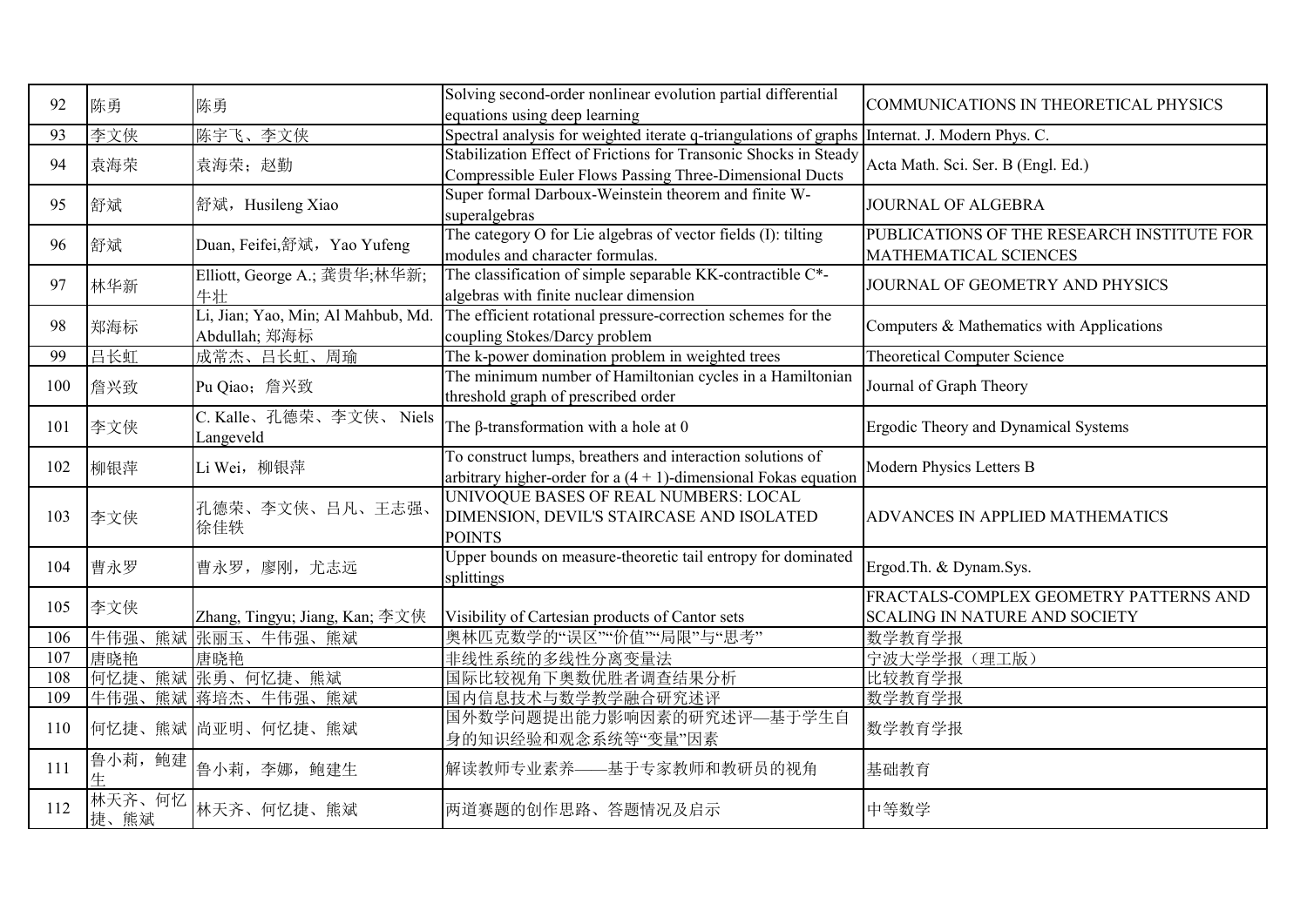| 92 | 陈勇 | 陈勇 | Solving second-order nonlinear evolution partial differential equations using deep learning | COMMUNICATIONS IN THEORETICAL PHYSICS |
|---|---|---|---|---|
| 93 | 李文侠 | 陈宇飞、李文侠 | Spectral analysis for weighted iterate q-triangulations of graphs | Internat. J. Modern Phys. C. |
| 94 | 袁海荣 | 袁海荣；赵勤 | Stabilization Effect of Frictions for Transonic Shocks in Steady Compressible Euler Flows Passing Three-Dimensional Ducts | Acta Math. Sci. Ser. B (Engl. Ed.) |
| 95 | 舒斌 | 舒斌，Husileng Xiao | Super formal Darboux-Weinstein theorem and finite W-superalgebras | JOURNAL OF ALGEBRA |
| 96 | 舒斌 | Duan, Feifei,舒斌，Yao Yufeng | The category O for Lie algebras of vector fields (I): tilting modules and character formulas. | PUBLICATIONS OF THE RESEARCH INSTITUTE FOR MATHEMATICAL SCIENCES |
| 97 | 林华新 | Elliott, George A.; 龚贵华;林华新;牛壮 | The classification of simple separable KK-contractible C*-algebras with finite nuclear dimension | JOURNAL OF GEOMETRY AND PHYSICS |
| 98 | 郑海标 | Li, Jian; Yao, Min; Al Mahbub, Md. Abdullah; 郑海标 | The efficient rotational pressure-correction schemes for the coupling Stokes/Darcy problem | Computers & Mathematics with Applications |
| 99 | 吕长虹 | 成常杰、吕长虹、周瑜 | The k-power domination problem in weighted trees | Theoretical Computer Science |
| 100 | 詹兴致 | Pu Qiao；詹兴致 | The minimum number of Hamiltonian cycles in a Hamiltonian threshold graph of prescribed order | Journal of Graph Theory |
| 101 | 李文侠 | C. Kalle、孔德荣、李文侠、Niels Langeveld | The β-transformation with a hole at 0 | Ergodic Theory and Dynamical Systems |
| 102 | 柳银萍 | Li Wei，柳银萍 | To construct lumps, breathers and interaction solutions of arbitrary higher-order for a $(4 + 1)$-dimensional Fokas equation | Modern Physics Letters B |
| 103 | 李文侠 | 孔德荣、李文侠、吕凡、王志强、徐佳轶 | UNIVOQUE BASES OF REAL NUMBERS: LOCAL DIMENSION, DEVIL'S STAIRCASE AND ISOLATED POINTS | ADVANCES IN APPLIED MATHEMATICS |
| 104 | 曹永罗 | 曹永罗，廖刚，尤志远 | Upper bounds on measure-theoretic tail entropy for dominated splittings | Ergod.Th. & Dynam.Sys. |
| 105 | 李文侠 | Zhang, Tingyu; Jiang, Kan; 李文侠 | Visibility of Cartesian products of Cantor sets | FRACTALS-COMPLEX GEOMETRY PATTERNS AND SCALING IN NATURE AND SOCIETY |
| 106 | 牛伟强、熊斌 | 张丽玉、牛伟强、熊斌 | 奥林匹克数学的"误区""价值""局限"与"思考" | 数学教育学报 |
| 107 | 唐晓艳 | 唐晓艳 | 非线性系统的多线性分离变量法 | 宁波大学学报（理工版） |
| 108 | 何忆捷、熊斌 | 张勇、何忆捷、熊斌 | 国际比较视角下奥数优胜者调查结果分析 | 比较教育学报 |
| 109 | 牛伟强、熊斌 | 蒋培杰、牛伟强、熊斌 | 国内信息技术与数学教学融合研究述评 | 数学教育学报 |
| 110 | 何忆捷、熊斌 | 尚亚明、何忆捷、熊斌 | 国外数学问题提出能力影响因素的研究述评—基于学生自身的知识经验和观念系统等"变量"因素 | 数学教育学报 |
| 111 | 鲁小莉，鲍建生 | 鲁小莉，李娜，鲍建生 | 解读教师专业素养——基于专家教师和教研员的视角 | 基础教育 |
| 112 | 林天齐、何忆捷、熊斌 | 林天齐、何忆捷、熊斌 | 两道赛题的创作思路、答题情况及启示 | 中等数学 |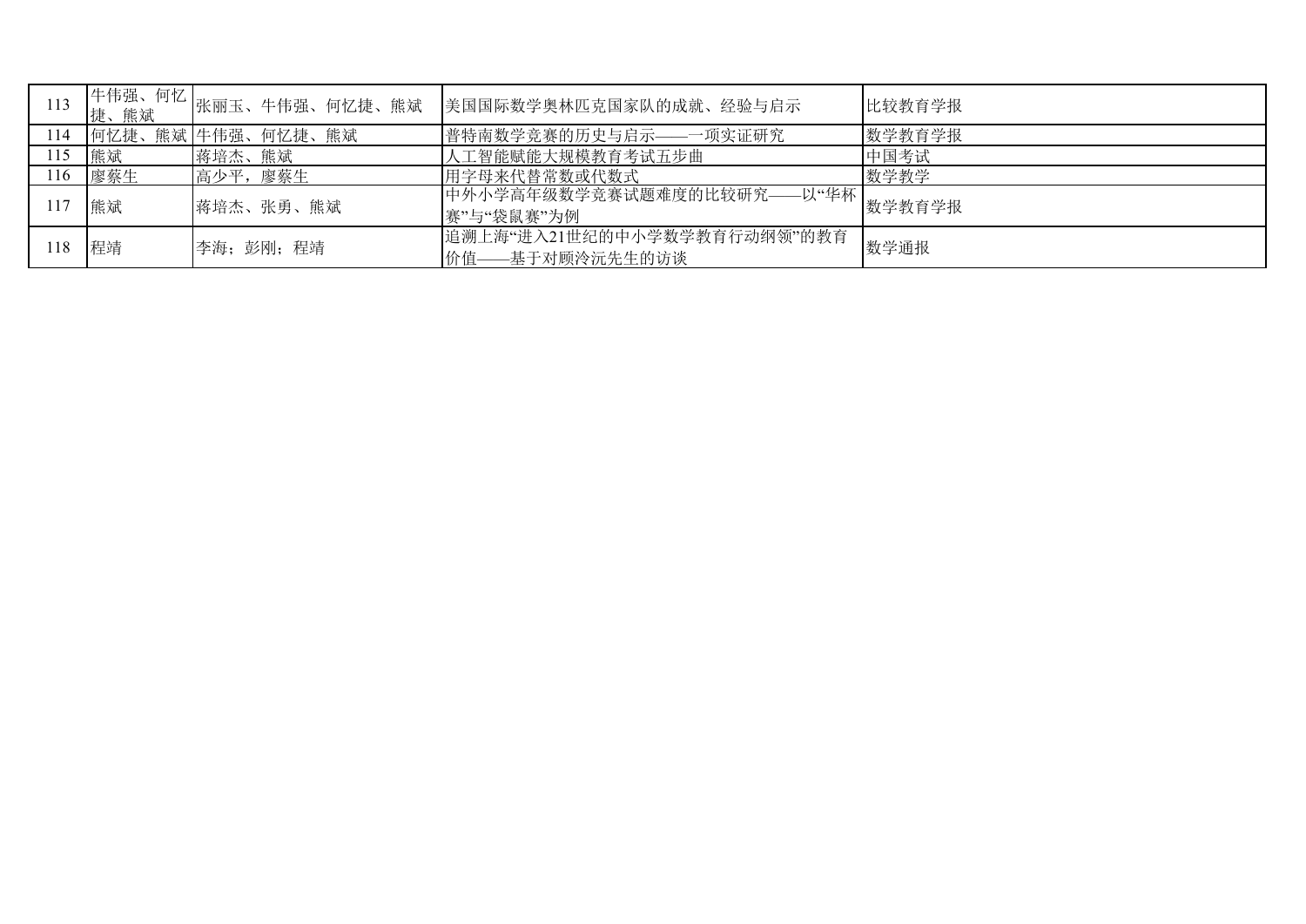| | | | | |
|---|---|---|---|---|
| 113 | 牛伟强、何忆捷、熊斌 | 张丽玉、牛伟强、何忆捷、熊斌 | 美国国际数学奥林匹克国家队的成就、经验与启示 | 比较教育学报 |
| 114 | 何忆捷、熊斌 | 牛伟强、何忆捷、熊斌 | 普特南数学竞赛的历史与启示——一项实证研究 | 数学教育学报 |
| 115 | 熊斌 | 蒋培杰、熊斌 | 人工智能赋能大规模教育考试五步曲 | 中国考试 |
| 116 | 廖蔡生 | 高少平，廖蔡生 | 用字母来代替常数或代数式 | 数学教学 |
| 117 | 熊斌 | 蒋培杰、张勇、熊斌 | 中外小学高年级数学竞赛试题难度的比较研究——以"华杯赛"与"袋鼠赛"为例 | 数学教育学报 |
| 118 | 程靖 | 李海；彭刚；程靖 | 追溯上海"进入21世纪的中小学数学教育行动纲领"的教育价值——基于对顾泠沅先生的访谈 | 数学通报 |